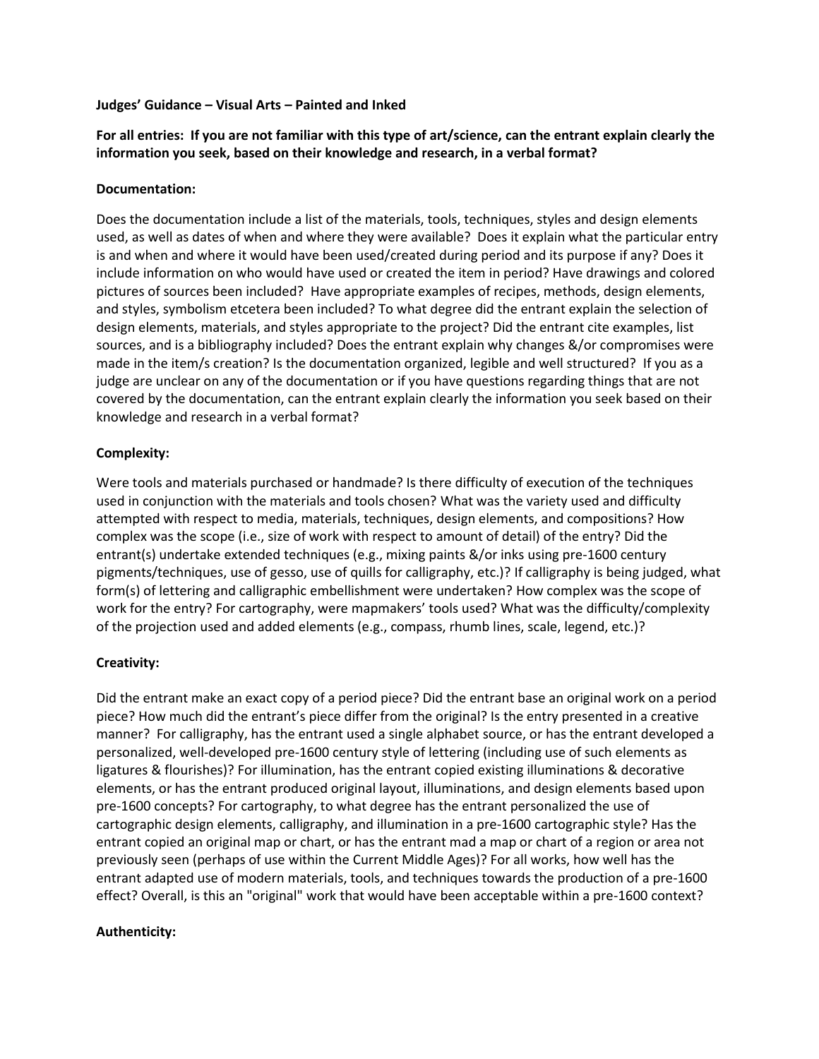**Judges' Guidance – Visual Arts – Painted and Inked**

**For all entries: If you are not familiar with this type of art/science, can the entrant explain clearly the information you seek, based on their knowledge and research, in a verbal format?**

**Documentation:**

Does the documentation include a list of the materials, tools, techniques, styles and design elements used, as well as dates of when and where they were available? Does it explain what the particular entry is and when and where it would have been used/created during period and its purpose if any? Does it include information on who would have used or created the item in period? Have drawings and colored pictures of sources been included? Have appropriate examples of recipes, methods, design elements, and styles, symbolism etcetera been included? To what degree did the entrant explain the selection of design elements, materials, and styles appropriate to the project? Did the entrant cite examples, list sources, and is a bibliography included? Does the entrant explain why changes &/or compromises were made in the item/s creation? Is the documentation organized, legible and well structured? If you as a judge are unclear on any of the documentation or if you have questions regarding things that are not covered by the documentation, can the entrant explain clearly the information you seek based on their knowledge and research in a verbal format?

**Complexity:**

Were tools and materials purchased or handmade? Is there difficulty of execution of the techniques used in conjunction with the materials and tools chosen? What was the variety used and difficulty attempted with respect to media, materials, techniques, design elements, and compositions? How complex was the scope (i.e., size of work with respect to amount of detail) of the entry? Did the entrant(s) undertake extended techniques (e.g., mixing paints &/or inks using pre-1600 century pigments/techniques, use of gesso, use of quills for calligraphy, etc.)? If calligraphy is being judged, what form(s) of lettering and calligraphic embellishment were undertaken? How complex was the scope of work for the entry? For cartography, were mapmakers' tools used? What was the difficulty/complexity of the projection used and added elements (e.g., compass, rhumb lines, scale, legend, etc.)?

**Creativity:**

Did the entrant make an exact copy of a period piece? Did the entrant base an original work on a period piece? How much did the entrant's piece differ from the original? Is the entry presented in a creative manner? For calligraphy, has the entrant used a single alphabet source, or has the entrant developed a personalized, well-developed pre-1600 century style of lettering (including use of such elements as ligatures & flourishes)? For illumination, has the entrant copied existing illuminations & decorative elements, or has the entrant produced original layout, illuminations, and design elements based upon pre-1600 concepts? For cartography, to what degree has the entrant personalized the use of cartographic design elements, calligraphy, and illumination in a pre-1600 cartographic style? Has the entrant copied an original map or chart, or has the entrant mad a map or chart of a region or area not previously seen (perhaps of use within the Current Middle Ages)? For all works, how well has the entrant adapted use of modern materials, tools, and techniques towards the production of a pre-1600 effect? Overall, is this an "original" work that would have been acceptable within a pre-1600 context?

**Authenticity:**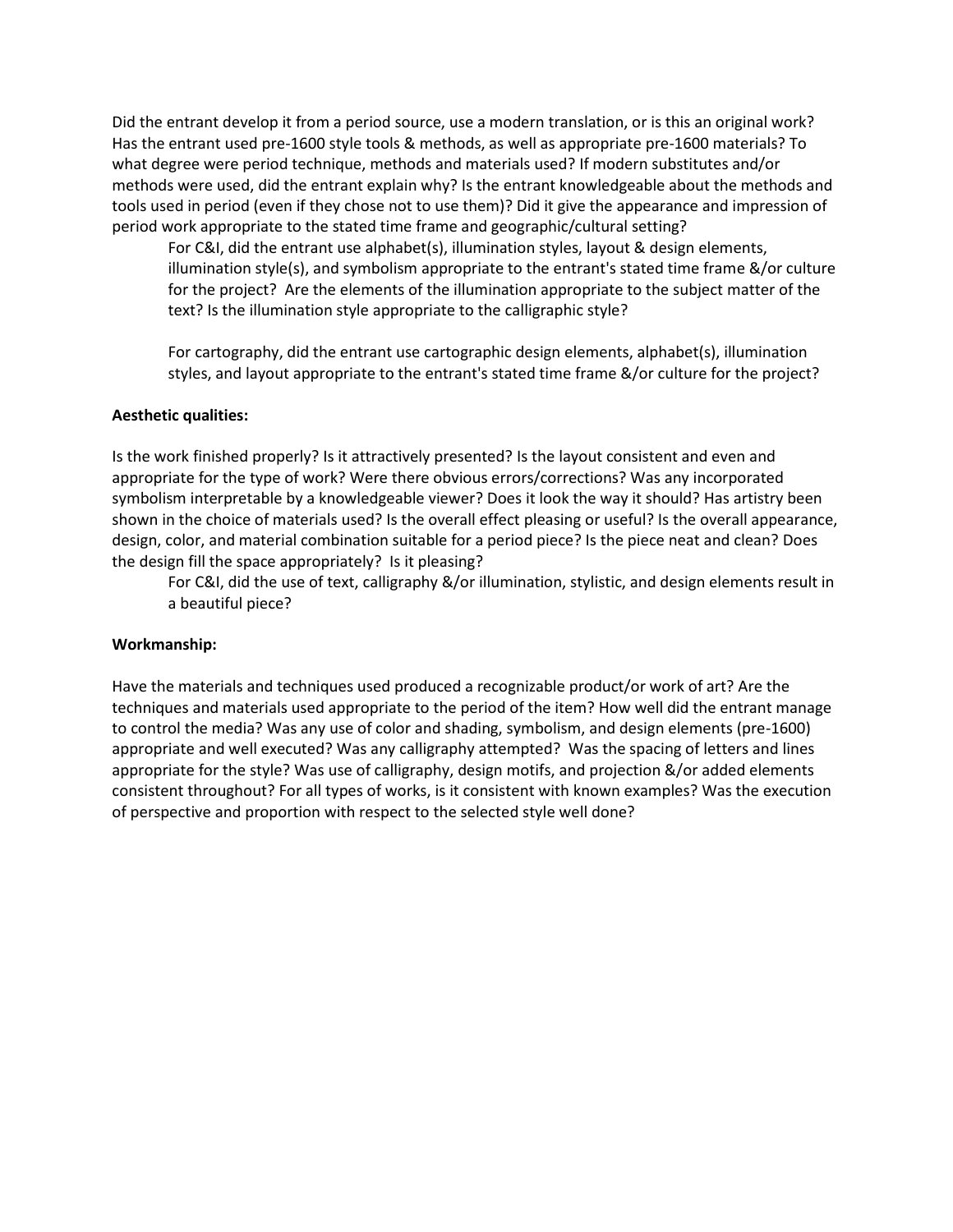Did the entrant develop it from a period source, use a modern translation, or is this an original work? Has the entrant used pre-1600 style tools & methods, as well as appropriate pre-1600 materials? To what degree were period technique, methods and materials used? If modern substitutes and/or methods were used, did the entrant explain why? Is the entrant knowledgeable about the methods and tools used in period (even if they chose not to use them)? Did it give the appearance and impression of period work appropriate to the stated time frame and geographic/cultural setting?

> For C&I, did the entrant use alphabet(s), illumination styles, layout & design elements, illumination style(s), and symbolism appropriate to the entrant's stated time frame &/or culture for the project? Are the elements of the illumination appropriate to the subject matter of the text? Is the illumination style appropriate to the calligraphic style?
>
> For cartography, did the entrant use cartographic design elements, alphabet(s), illumination styles, and layout appropriate to the entrant's stated time frame &/or culture for the project?

**Aesthetic qualities:**

Is the work finished properly? Is it attractively presented? Is the layout consistent and even and appropriate for the type of work? Were there obvious errors/corrections? Was any incorporated symbolism interpretable by a knowledgeable viewer? Does it look the way it should? Has artistry been shown in the choice of materials used? Is the overall effect pleasing or useful? Is the overall appearance, design, color, and material combination suitable for a period piece? Is the piece neat and clean? Does the design fill the space appropriately? Is it pleasing?

> For C&I, did the use of text, calligraphy &/or illumination, stylistic, and design elements result in a beautiful piece?

**Workmanship:**

Have the materials and techniques used produced a recognizable product/or work of art? Are the techniques and materials used appropriate to the period of the item? How well did the entrant manage to control the media? Was any use of color and shading, symbolism, and design elements (pre-1600) appropriate and well executed? Was any calligraphy attempted? Was the spacing of letters and lines appropriate for the style? Was use of calligraphy, design motifs, and projection &/or added elements consistent throughout? For all types of works, is it consistent with known examples? Was the execution of perspective and proportion with respect to the selected style well done?